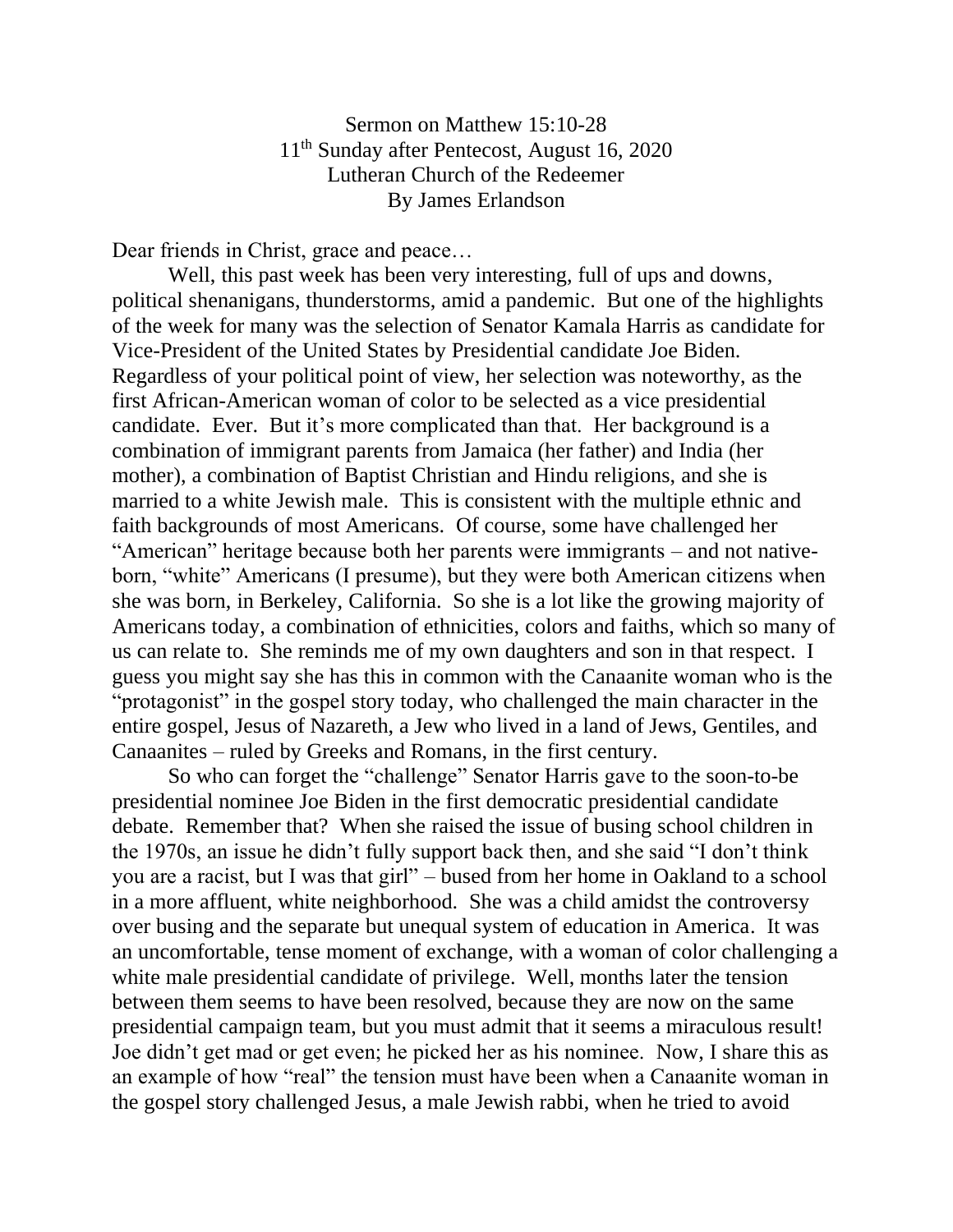Sermon on Matthew 15:10-28
11th Sunday after Pentecost, August 16, 2020
Lutheran Church of the Redeemer
By James Erlandson

Dear friends in Christ, grace and peace…

Well, this past week has been very interesting, full of ups and downs, political shenanigans, thunderstorms, amid a pandemic. But one of the highlights of the week for many was the selection of Senator Kamala Harris as candidate for Vice-President of the United States by Presidential candidate Joe Biden. Regardless of your political point of view, her selection was noteworthy, as the first African-American woman of color to be selected as a vice presidential candidate. Ever. But it's more complicated than that. Her background is a combination of immigrant parents from Jamaica (her father) and India (her mother), a combination of Baptist Christian and Hindu religions, and she is married to a white Jewish male. This is consistent with the multiple ethnic and faith backgrounds of most Americans. Of course, some have challenged her "American" heritage because both her parents were immigrants – and not native-born, "white" Americans (I presume), but they were both American citizens when she was born, in Berkeley, California. So she is a lot like the growing majority of Americans today, a combination of ethnicities, colors and faiths, which so many of us can relate to. She reminds me of my own daughters and son in that respect. I guess you might say she has this in common with the Canaanite woman who is the "protagonist" in the gospel story today, who challenged the main character in the entire gospel, Jesus of Nazareth, a Jew who lived in a land of Jews, Gentiles, and Canaanites – ruled by Greeks and Romans, in the first century.

So who can forget the "challenge" Senator Harris gave to the soon-to-be presidential nominee Joe Biden in the first democratic presidential candidate debate. Remember that? When she raised the issue of busing school children in the 1970s, an issue he didn't fully support back then, and she said "I don't think you are a racist, but I was that girl" – bused from her home in Oakland to a school in a more affluent, white neighborhood. She was a child amidst the controversy over busing and the separate but unequal system of education in America. It was an uncomfortable, tense moment of exchange, with a woman of color challenging a white male presidential candidate of privilege. Well, months later the tension between them seems to have been resolved, because they are now on the same presidential campaign team, but you must admit that it seems a miraculous result! Joe didn't get mad or get even; he picked her as his nominee. Now, I share this as an example of how "real" the tension must have been when a Canaanite woman in the gospel story challenged Jesus, a male Jewish rabbi, when he tried to avoid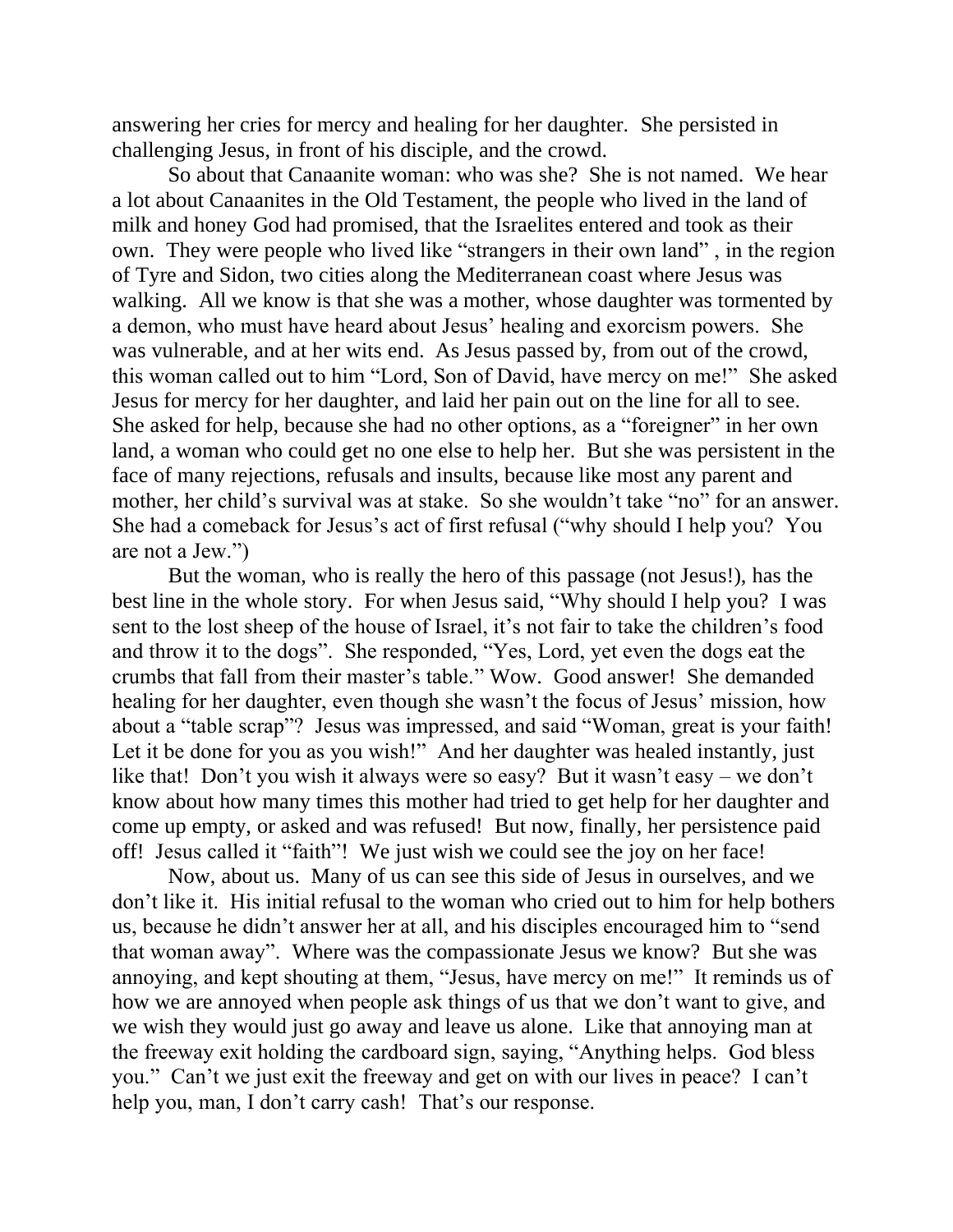answering her cries for mercy and healing for her daughter. She persisted in challenging Jesus, in front of his disciple, and the crowd.

So about that Canaanite woman: who was she? She is not named. We hear a lot about Canaanites in the Old Testament, the people who lived in the land of milk and honey God had promised, that the Israelites entered and took as their own. They were people who lived like "strangers in their own land" , in the region of Tyre and Sidon, two cities along the Mediterranean coast where Jesus was walking. All we know is that she was a mother, whose daughter was tormented by a demon, who must have heard about Jesus' healing and exorcism powers. She was vulnerable, and at her wits end. As Jesus passed by, from out of the crowd, this woman called out to him "Lord, Son of David, have mercy on me!" She asked Jesus for mercy for her daughter, and laid her pain out on the line for all to see. She asked for help, because she had no other options, as a "foreigner" in her own land, a woman who could get no one else to help her. But she was persistent in the face of many rejections, refusals and insults, because like most any parent and mother, her child's survival was at stake. So she wouldn't take "no" for an answer. She had a comeback for Jesus's act of first refusal ("why should I help you? You are not a Jew.")

But the woman, who is really the hero of this passage (not Jesus!), has the best line in the whole story. For when Jesus said, "Why should I help you? I was sent to the lost sheep of the house of Israel, it's not fair to take the children's food and throw it to the dogs". She responded, "Yes, Lord, yet even the dogs eat the crumbs that fall from their master's table." Wow. Good answer! She demanded healing for her daughter, even though she wasn't the focus of Jesus' mission, how about a "table scrap"? Jesus was impressed, and said "Woman, great is your faith! Let it be done for you as you wish!" And her daughter was healed instantly, just like that! Don't you wish it always were so easy? But it wasn't easy – we don't know about how many times this mother had tried to get help for her daughter and come up empty, or asked and was refused! But now, finally, her persistence paid off! Jesus called it "faith"! We just wish we could see the joy on her face!

Now, about us. Many of us can see this side of Jesus in ourselves, and we don't like it. His initial refusal to the woman who cried out to him for help bothers us, because he didn't answer her at all, and his disciples encouraged him to "send that woman away". Where was the compassionate Jesus we know? But she was annoying, and kept shouting at them, "Jesus, have mercy on me!" It reminds us of how we are annoyed when people ask things of us that we don't want to give, and we wish they would just go away and leave us alone. Like that annoying man at the freeway exit holding the cardboard sign, saying, "Anything helps. God bless you." Can't we just exit the freeway and get on with our lives in peace? I can't help you, man, I don't carry cash! That's our response.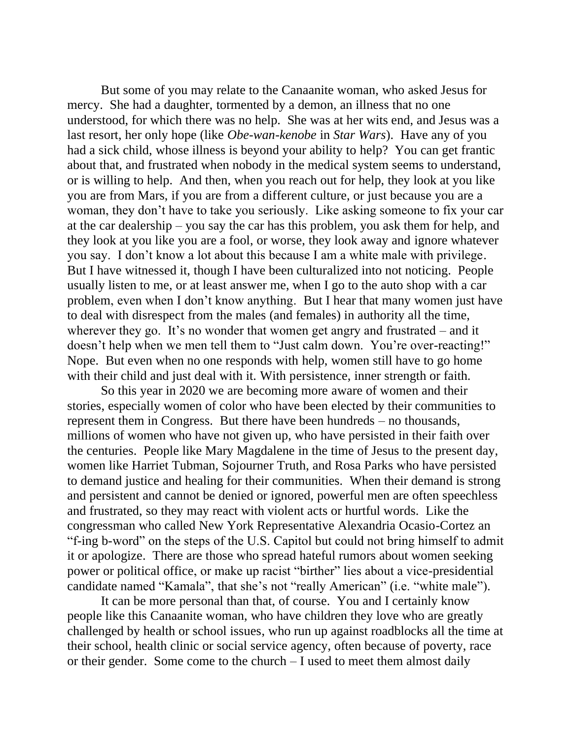But some of you may relate to the Canaanite woman, who asked Jesus for mercy. She had a daughter, tormented by a demon, an illness that no one understood, for which there was no help. She was at her wits end, and Jesus was a last resort, her only hope (like *Obe-wan-kenobe* in *Star Wars*). Have any of you had a sick child, whose illness is beyond your ability to help? You can get frantic about that, and frustrated when nobody in the medical system seems to understand, or is willing to help. And then, when you reach out for help, they look at you like you are from Mars, if you are from a different culture, or just because you are a woman, they don't have to take you seriously. Like asking someone to fix your car at the car dealership – you say the car has this problem, you ask them for help, and they look at you like you are a fool, or worse, they look away and ignore whatever you say. I don't know a lot about this because I am a white male with privilege. But I have witnessed it, though I have been culturalized into not noticing. People usually listen to me, or at least answer me, when I go to the auto shop with a car problem, even when I don't know anything. But I hear that many women just have to deal with disrespect from the males (and females) in authority all the time, wherever they go. It's no wonder that women get angry and frustrated – and it doesn't help when we men tell them to "Just calm down. You're over-reacting!" Nope. But even when no one responds with help, women still have to go home with their child and just deal with it. With persistence, inner strength or faith.

So this year in 2020 we are becoming more aware of women and their stories, especially women of color who have been elected by their communities to represent them in Congress. But there have been hundreds – no thousands, millions of women who have not given up, who have persisted in their faith over the centuries. People like Mary Magdalene in the time of Jesus to the present day, women like Harriet Tubman, Sojourner Truth, and Rosa Parks who have persisted to demand justice and healing for their communities. When their demand is strong and persistent and cannot be denied or ignored, powerful men are often speechless and frustrated, so they may react with violent acts or hurtful words. Like the congressman who called New York Representative Alexandria Ocasio-Cortez an "f-ing b-word" on the steps of the U.S. Capitol but could not bring himself to admit it or apologize. There are those who spread hateful rumors about women seeking power or political office, or make up racist "birther" lies about a vice-presidential candidate named "Kamala", that she's not "really American" (i.e. "white male").

It can be more personal than that, of course. You and I certainly know people like this Canaanite woman, who have children they love who are greatly challenged by health or school issues, who run up against roadblocks all the time at their school, health clinic or social service agency, often because of poverty, race or their gender. Some come to the church – I used to meet them almost daily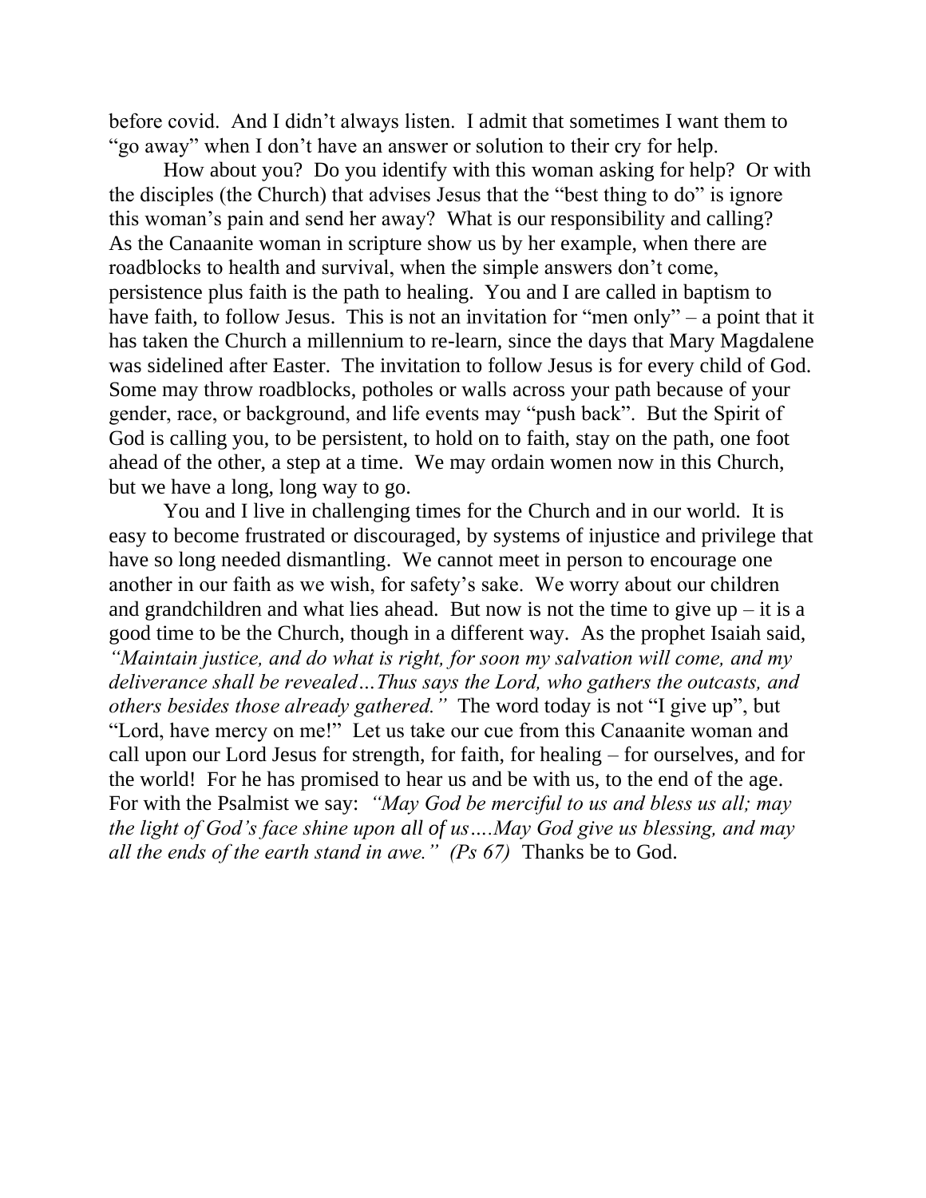before covid. And I didn't always listen. I admit that sometimes I want them to "go away" when I don't have an answer or solution to their cry for help.

How about you? Do you identify with this woman asking for help? Or with the disciples (the Church) that advises Jesus that the "best thing to do" is ignore this woman's pain and send her away? What is our responsibility and calling? As the Canaanite woman in scripture show us by her example, when there are roadblocks to health and survival, when the simple answers don't come, persistence plus faith is the path to healing. You and I are called in baptism to have faith, to follow Jesus. This is not an invitation for "men only" – a point that it has taken the Church a millennium to re-learn, since the days that Mary Magdalene was sidelined after Easter. The invitation to follow Jesus is for every child of God. Some may throw roadblocks, potholes or walls across your path because of your gender, race, or background, and life events may "push back". But the Spirit of God is calling you, to be persistent, to hold on to faith, stay on the path, one foot ahead of the other, a step at a time. We may ordain women now in this Church, but we have a long, long way to go.

You and I live in challenging times for the Church and in our world. It is easy to become frustrated or discouraged, by systems of injustice and privilege that have so long needed dismantling. We cannot meet in person to encourage one another in our faith as we wish, for safety's sake. We worry about our children and grandchildren and what lies ahead. But now is not the time to give up – it is a good time to be the Church, though in a different way. As the prophet Isaiah said, *"Maintain justice, and do what is right, for soon my salvation will come, and my deliverance shall be revealed…Thus says the Lord, who gathers the outcasts, and others besides those already gathered."* The word today is not "I give up", but "Lord, have mercy on me!" Let us take our cue from this Canaanite woman and call upon our Lord Jesus for strength, for faith, for healing – for ourselves, and for the world! For he has promised to hear us and be with us, to the end of the age. For with the Psalmist we say: *"May God be merciful to us and bless us all; may the light of God's face shine upon all of us….May God give us blessing, and may all the ends of the earth stand in awe." (Ps 67)* Thanks be to God.